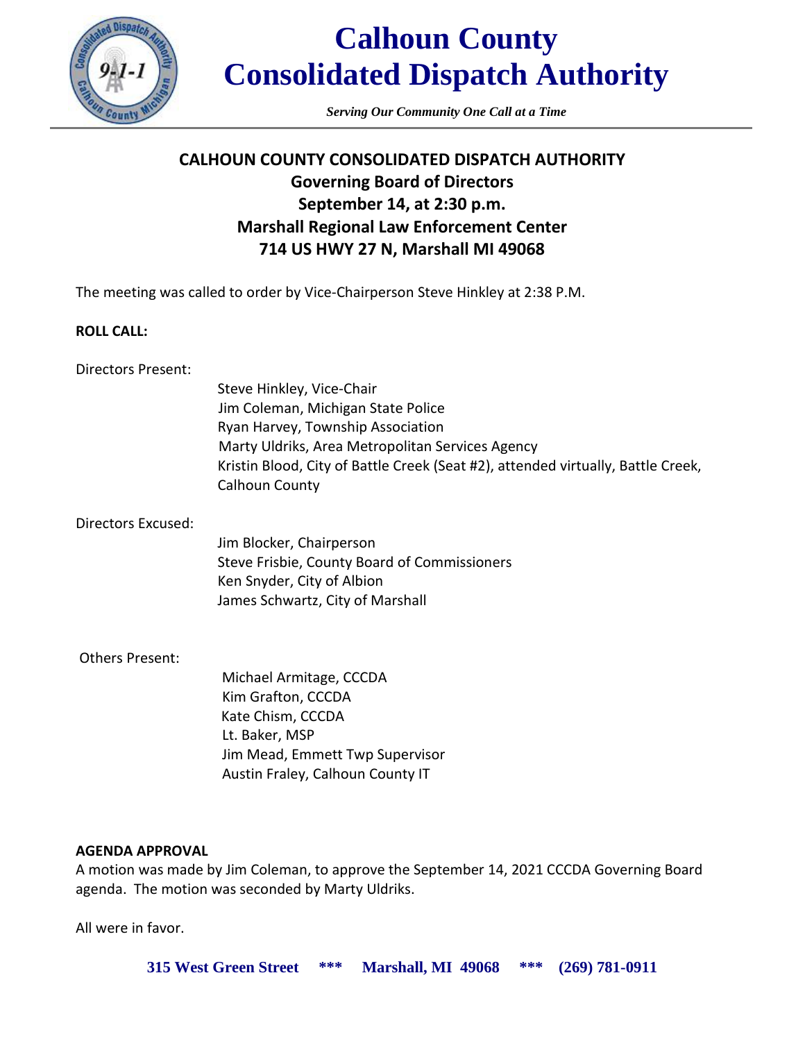# Calhoun County Consolidated Dispatch Authority

*Serving Our Community One Call at a Time*

## CALHOUN COUNTY CONSOLIDATED DISPATCH AUTHORITY
## Governing Board of Directors
## September 14, at 2:30 p.m.
## Marshall Regional Law Enforcement Center
## 714 US HWY 27 N, Marshall MI 49068

The meeting was called to order by Vice-Chairperson Steve Hinkley at 2:38 P.M.

**ROLL CALL:**

Directors Present:

- Steve Hinkley, Vice-Chair
- Jim Coleman, Michigan State Police
- Ryan Harvey, Township Association
- Marty Uldriks, Area Metropolitan Services Agency
- Kristin Blood, City of Battle Creek (Seat #2), attended virtually, Battle Creek, Calhoun County

Directors Excused:

- Jim Blocker, Chairperson
- Steve Frisbie, County Board of Commissioners
- Ken Snyder, City of Albion
- James Schwartz, City of Marshall

Others Present:

- Michael Armitage, CCCDA
- Kim Grafton, CCCDA
- Kate Chism, CCCDA
- Lt. Baker, MSP
- Jim Mead, Emmett Twp Supervisor
- Austin Fraley, Calhoun County IT

**AGENDA APPROVAL**

A motion was made by Jim Coleman, to approve the September 14, 2021 CCCDA Governing Board agenda. The motion was seconded by Marty Uldriks.

All were in favor.

**315 West Green Street \*\*\* Marshall, MI 49068 \*\*\* (269) 781-0911**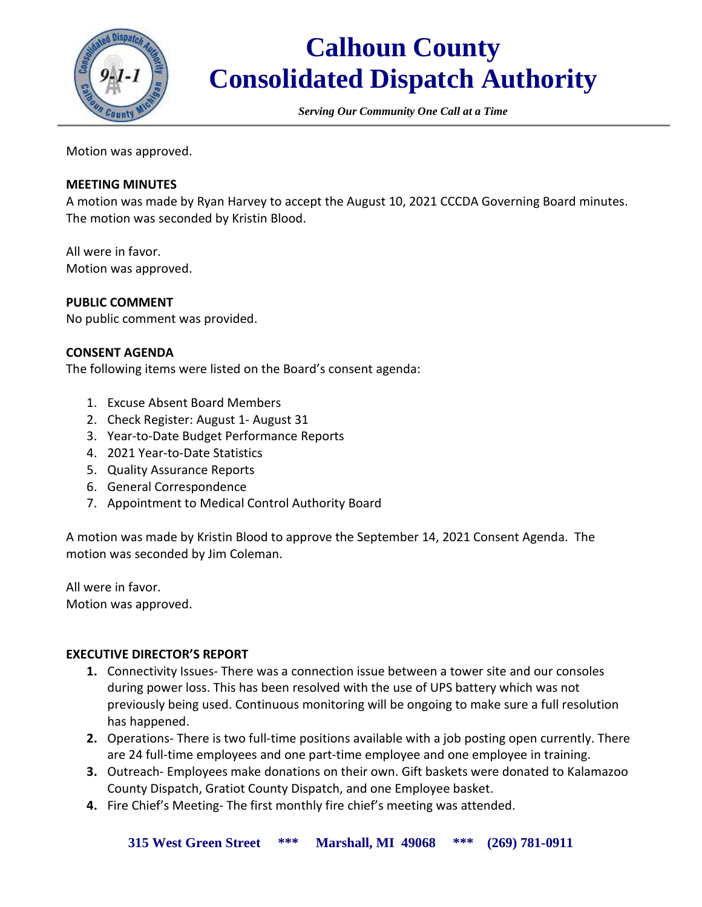Motion was approved.

**MEETING MINUTES**

A motion was made by Ryan Harvey to accept the August 10, 2021 CCCDA Governing Board minutes. The motion was seconded by Kristin Blood.

All were in favor.
Motion was approved.

**PUBLIC COMMENT**

No public comment was provided.

**CONSENT AGENDA**

The following items were listed on the Board's consent agenda:

1. Excuse Absent Board Members
2. Check Register: August 1- August 31
3. Year-to-Date Budget Performance Reports
4. 2021 Year-to-Date Statistics
5. Quality Assurance Reports
6. General Correspondence
7. Appointment to Medical Control Authority Board

A motion was made by Kristin Blood to approve the September 14, 2021 Consent Agenda. The motion was seconded by Jim Coleman.

All were in favor.
Motion was approved.

**EXECUTIVE DIRECTOR'S REPORT**

1. Connectivity Issues- There was a connection issue between a tower site and our consoles during power loss. This has been resolved with the use of UPS battery which was not previously being used. Continuous monitoring will be ongoing to make sure a full resolution has happened.
2. Operations- There is two full-time positions available with a job posting open currently. There are 24 full-time employees and one part-time employee and one employee in training.
3. Outreach- Employees make donations on their own. Gift baskets were donated to Kalamazoo County Dispatch, Gratiot County Dispatch, and one Employee basket.
4. Fire Chief's Meeting- The first monthly fire chief's meeting was attended.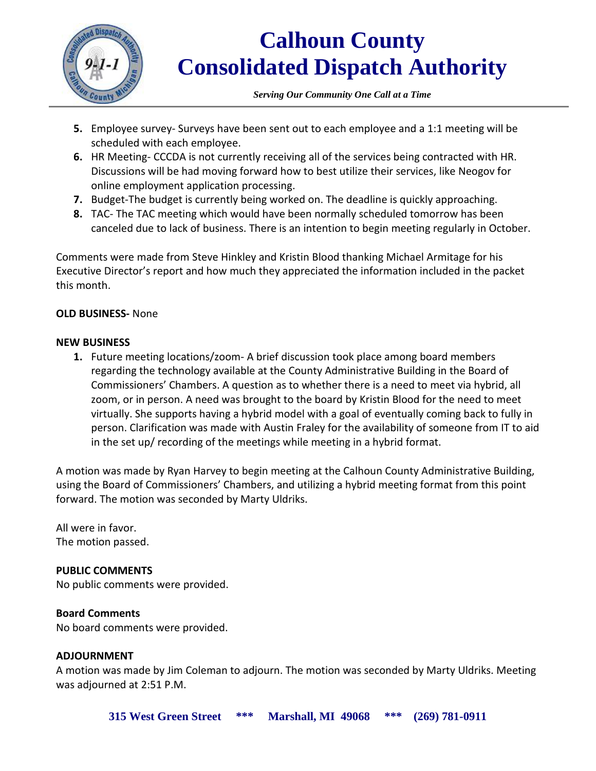5. Employee survey- Surveys have been sent out to each employee and a 1:1 meeting will be scheduled with each employee.
6. HR Meeting- CCCDA is not currently receiving all of the services being contracted with HR. Discussions will be had moving forward how to best utilize their services, like Neogov for online employment application processing.
7. Budget-The budget is currently being worked on. The deadline is quickly approaching.
8. TAC- The TAC meeting which would have been normally scheduled tomorrow has been canceled due to lack of business. There is an intention to begin meeting regularly in October.

Comments were made from Steve Hinkley and Kristin Blood thanking Michael Armitage for his Executive Director's report and how much they appreciated the information included in the packet this month.

**OLD BUSINESS-** None

**NEW BUSINESS**

1. Future meeting locations/zoom- A brief discussion took place among board members regarding the technology available at the County Administrative Building in the Board of Commissioners' Chambers. A question as to whether there is a need to meet via hybrid, all zoom, or in person. A need was brought to the board by Kristin Blood for the need to meet virtually. She supports having a hybrid model with a goal of eventually coming back to fully in person. Clarification was made with Austin Fraley for the availability of someone from IT to aid in the set up/ recording of the meetings while meeting in a hybrid format.

A motion was made by Ryan Harvey to begin meeting at the Calhoun County Administrative Building, using the Board of Commissioners' Chambers, and utilizing a hybrid meeting format from this point forward. The motion was seconded by Marty Uldriks.

All were in favor.
The motion passed.

**PUBLIC COMMENTS**
No public comments were provided.

**Board Comments**
No board comments were provided.

**ADJOURNMENT**
A motion was made by Jim Coleman to adjourn. The motion was seconded by Marty Uldriks. Meeting was adjourned at 2:51 P.M.